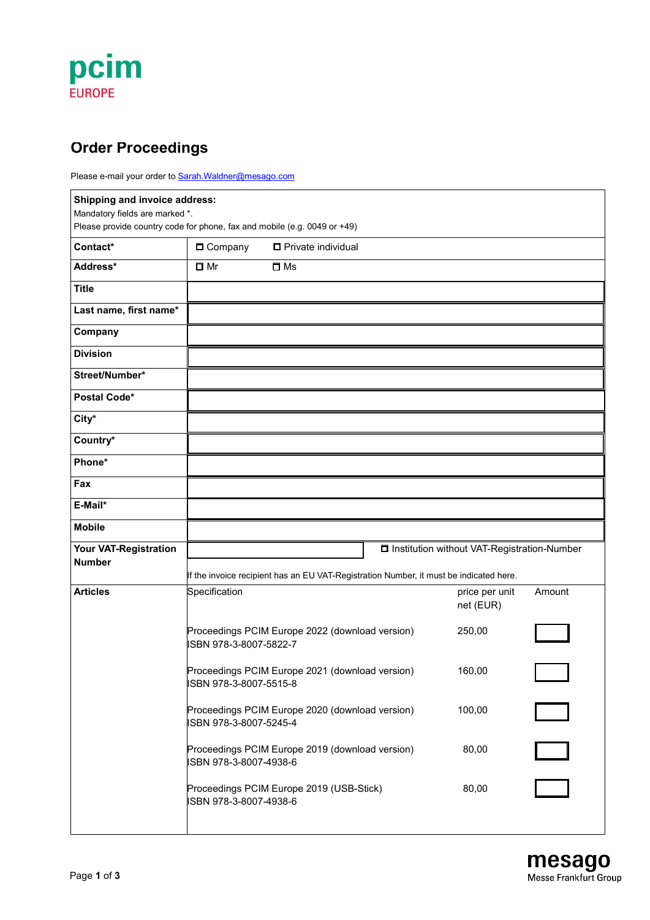pcim
EUROPE

# Order Proceedings

Please e-mail your order to Sarah.Waldner@mesago.com

| **Shipping and invoice address:** Mandatory fields are marked *. Please provide country code for phone, fax and mobile (e.g. 0049 or +49) | | | |
|---|---|---|---|
| **Contact*** | ☐ Company ☐ Private individual | | |
| **Address*** | ☐ Mr ☐ Ms | | |
| **Title** | | | |
| **Last name, first name*** | | | |
| **Company** | | | |
| **Division** | | | |
| **Street/Number*** | | | |
| **Postal Code*** | | | |
| **City*** | | | |
| **Country*** | | | |
| **Phone*** | | | |
| **Fax** | | | |
| **E-Mail*** | | | |
| **Mobile** | | | |
| **Your VAT-Registration Number** | ☐ Institution without VAT-Registration-Number<br>If the invoice recipient has an EU VAT-Registration Number, it must be indicated here. | | |
| **Articles** | Specification | price per unit net (EUR) | Amount |
| | Proceedings PCIM Europe 2022 (download version) ISBN 978-3-8007-5822-7 | 250,00 | |
| | Proceedings PCIM Europe 2021 (download version) ISBN 978-3-8007-5515-8 | 160,00 | |
| | Proceedings PCIM Europe 2020 (download version) ISBN 978-3-8007-5245-4 | 100,00 | |
| | Proceedings PCIM Europe 2019 (download version) ISBN 978-3-8007-4938-6 | 80,00 | |
| | Proceedings PCIM Europe 2019 (USB-Stick) ISBN 978-3-8007-4938-6 | 80,00 | |

mesago
Messe Frankfurt Group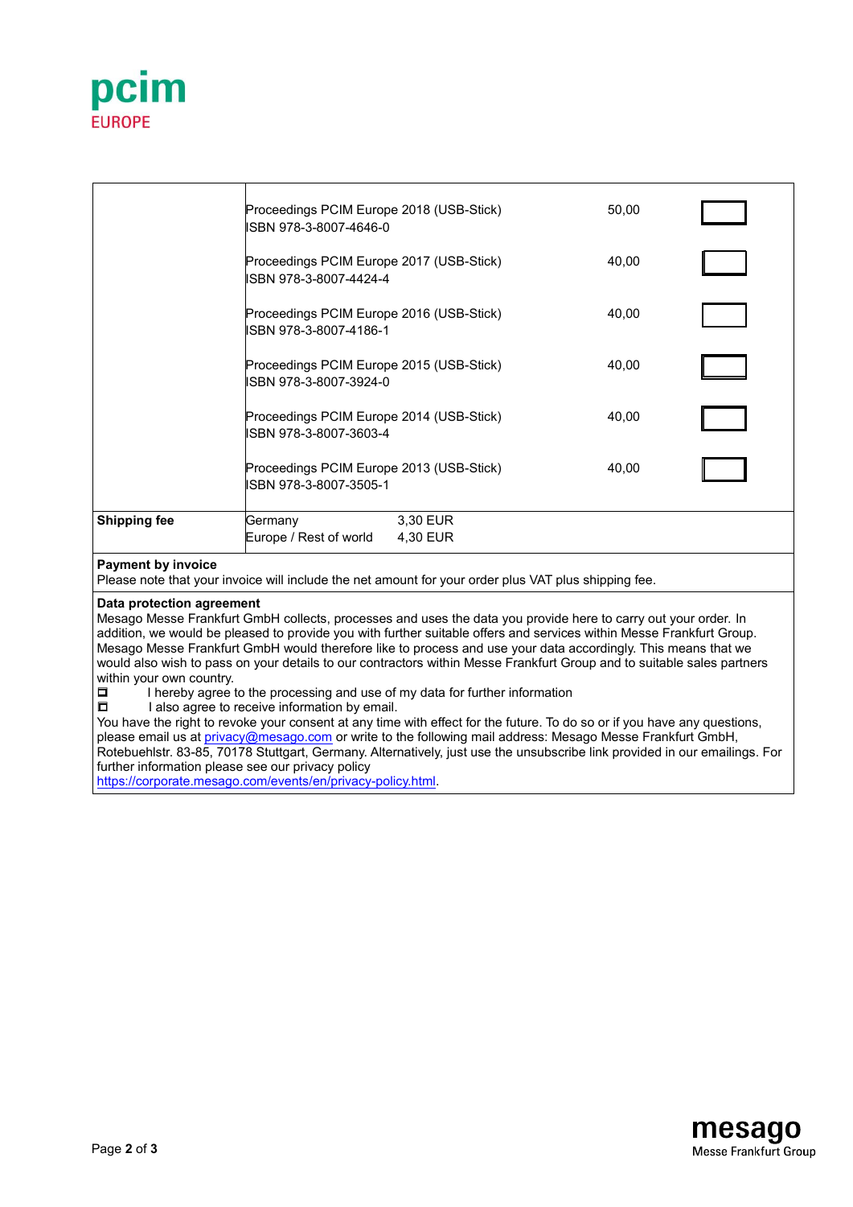pcim EUROPE

| | | | |
|---|---|---|---|
| | Proceedings PCIM Europe 2018 (USB-Stick)<br>ISBN 978-3-8007-4646-0 | 50,00 | ☐ |
| | Proceedings PCIM Europe 2017 (USB-Stick)<br>ISBN 978-3-8007-4424-4 | 40,00 | ☐ |
| | Proceedings PCIM Europe 2016 (USB-Stick)<br>ISBN 978-3-8007-4186-1 | 40,00 | ☐ |
| | Proceedings PCIM Europe 2015 (USB-Stick)<br>ISBN 978-3-8007-3924-0 | 40,00 | ☐ |
| | Proceedings PCIM Europe 2014 (USB-Stick)<br>ISBN 978-3-8007-3603-4 | 40,00 | ☐ |
| | Proceedings PCIM Europe 2013 (USB-Stick)<br>ISBN 978-3-8007-3505-1 | 40,00 | ☐ |
| **Shipping fee** | Germany 3,30 EUR<br>Europe / Rest of world 4,30 EUR | | |

**Payment by invoice**
Please note that your invoice will include the net amount for your order plus VAT plus shipping fee.

**Data protection agreement**
Mesago Messe Frankfurt GmbH collects, processes and uses the data you provide here to carry out your order. In addition, we would be pleased to provide you with further suitable offers and services within Messe Frankfurt Group. Mesago Messe Frankfurt GmbH would therefore like to process and use your data accordingly. This means that we would also wish to pass on your details to our contractors within Messe Frankfurt Group and to suitable sales partners within your own country.

- ☐ I hereby agree to the processing and use of my data for further information
- ☐ I also agree to receive information by email.

You have the right to revoke your consent at any time with effect for the future. To do so or if you have any questions, please email us at privacy@mesago.com or write to the following mail address: Mesago Messe Frankfurt GmbH, Rotebuehlstr. 83-85, 70178 Stuttgart, Germany. Alternatively, just use the unsubscribe link provided in our emailings. For further information please see our privacy policy https://corporate.mesago.com/events/en/privacy-policy.html.

mesago
Messe Frankfurt Group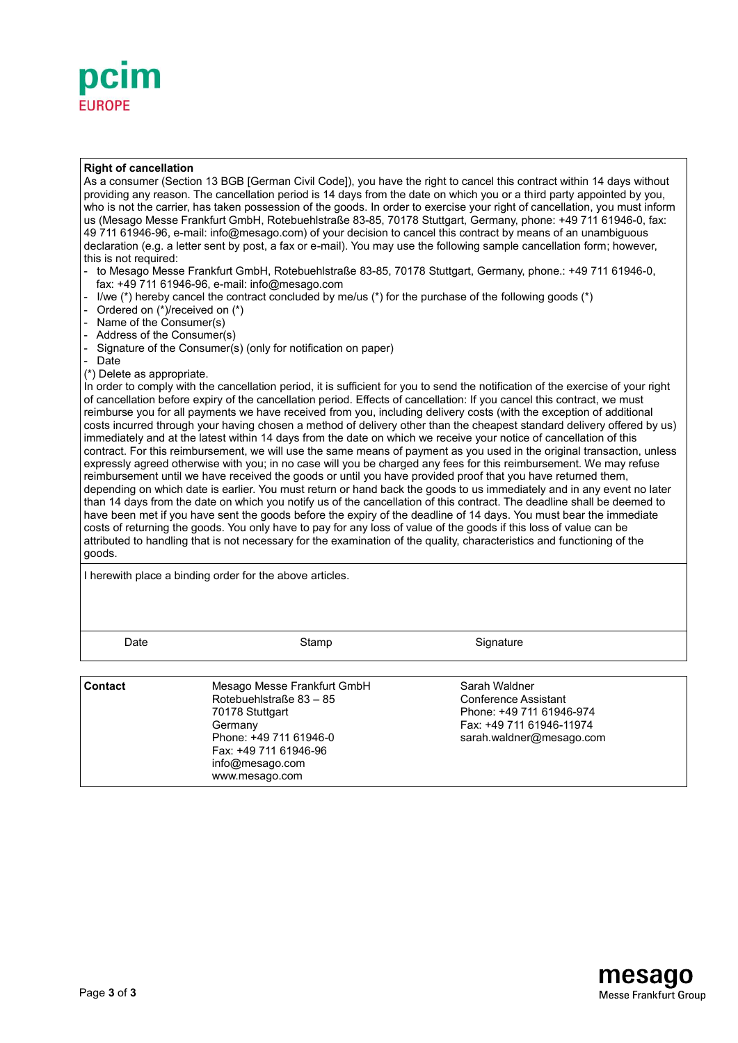pcim
EUROPE

**Right of cancellation**

As a consumer (Section 13 BGB [German Civil Code]), you have the right to cancel this contract within 14 days without providing any reason. The cancellation period is 14 days from the date on which you or a third party appointed by you, who is not the carrier, has taken possession of the goods. In order to exercise your right of cancellation, you must inform us (Mesago Messe Frankfurt GmbH, Rotebuehlstraße 83-85, 70178 Stuttgart, Germany, phone: +49 711 61946-0, fax: 49 711 61946-96, e-mail: info@mesago.com) of your decision to cancel this contract by means of an unambiguous declaration (e.g. a letter sent by post, a fax or e-mail). You may use the following sample cancellation form; however, this is not required:

- to Mesago Messe Frankfurt GmbH, Rotebuehlstraße 83-85, 70178 Stuttgart, Germany, phone.: +49 711 61946-0, fax: +49 711 61946-96, e-mail: info@mesago.com
- I/we (*) hereby cancel the contract concluded by me/us (*) for the purchase of the following goods (*)
- Ordered on (*)/received on (*)
- Name of the Consumer(s)
- Address of the Consumer(s)
- Signature of the Consumer(s) (only for notification on paper)
- Date

(*) Delete as appropriate.

In order to comply with the cancellation period, it is sufficient for you to send the notification of the exercise of your right of cancellation before expiry of the cancellation period. Effects of cancellation: If you cancel this contract, we must reimburse you for all payments we have received from you, including delivery costs (with the exception of additional costs incurred through your having chosen a method of delivery other than the cheapest standard delivery offered by us) immediately and at the latest within 14 days from the date on which we receive your notice of cancellation of this contract. For this reimbursement, we will use the same means of payment as you used in the original transaction, unless expressly agreed otherwise with you; in no case will you be charged any fees for this reimbursement. We may refuse reimbursement until we have received the goods or until you have provided proof that you have returned them, depending on which date is earlier. You must return or hand back the goods to us immediately and in any event no later than 14 days from the date on which you notify us of the cancellation of this contract. The deadline shall be deemed to have been met if you have sent the goods before the expiry of the deadline of 14 days. You must bear the immediate costs of returning the goods. You only have to pay for any loss of value of the goods if this loss of value can be attributed to handling that is not necessary for the examination of the quality, characteristics and functioning of the goods.

I herewith place a binding order for the above articles.

| Date | Stamp | Signature |
|---|---|---|
| | | |

| | | |
|---|---|---|
| **Contact** | Mesago Messe Frankfurt GmbH<br>Rotebuehlstraße 83 – 85<br>70178 Stuttgart<br>Germany<br>Phone: +49 711 61946-0<br>Fax: +49 711 61946-96<br>info@mesago.com<br>www.mesago.com | Sarah Waldner<br>Conference Assistant<br>Phone: +49 711 61946-974<br>Fax: +49 711 61946-11974<br>sarah.waldner@mesago.com |

mesago
Messe Frankfurt Group